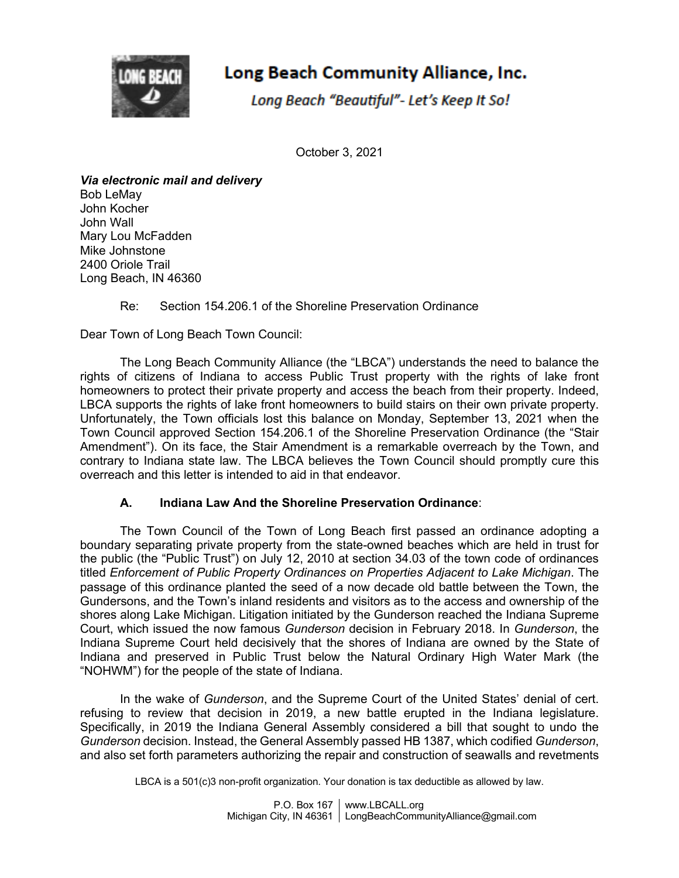# Long Beach Community Alliance, Inc.

*Long Beach "Beautiful"- Let's Keep It So!*

October 3, 2021

***Via electronic mail and delivery***
Bob LeMay
John Kocher
John Wall
Mary Lou McFadden
Mike Johnstone
2400 Oriole Trail
Long Beach, IN 46360

Re: Section 154.206.1 of the Shoreline Preservation Ordinance

Dear Town of Long Beach Town Council:

The Long Beach Community Alliance (the "LBCA") understands the need to balance the rights of citizens of Indiana to access Public Trust property with the rights of lake front homeowners to protect their private property and access the beach from their property. Indeed, LBCA supports the rights of lake front homeowners to build stairs on their own private property. Unfortunately, the Town officials lost this balance on Monday, September 13, 2021 when the Town Council approved Section 154.206.1 of the Shoreline Preservation Ordinance (the "Stair Amendment"). On its face, the Stair Amendment is a remarkable overreach by the Town, and contrary to Indiana state law. The LBCA believes the Town Council should promptly cure this overreach and this letter is intended to aid in that endeavor.

**A. Indiana Law And the Shoreline Preservation Ordinance**:

The Town Council of the Town of Long Beach first passed an ordinance adopting a boundary separating private property from the state-owned beaches which are held in trust for the public (the "Public Trust") on July 12, 2010 at section 34.03 of the town code of ordinances titled *Enforcement of Public Property Ordinances on Properties Adjacent to Lake Michigan*. The passage of this ordinance planted the seed of a now decade old battle between the Town, the Gundersons, and the Town's inland residents and visitors as to the access and ownership of the shores along Lake Michigan. Litigation initiated by the Gunderson reached the Indiana Supreme Court, which issued the now famous *Gunderson* decision in February 2018. In *Gunderson*, the Indiana Supreme Court held decisively that the shores of Indiana are owned by the State of Indiana and preserved in Public Trust below the Natural Ordinary High Water Mark (the "NOHWM") for the people of the state of Indiana.

In the wake of *Gunderson*, and the Supreme Court of the United States' denial of cert. refusing to review that decision in 2019, a new battle erupted in the Indiana legislature. Specifically, in 2019 the Indiana General Assembly considered a bill that sought to undo the *Gunderson* decision. Instead, the General Assembly passed HB 1387, which codified *Gunderson*, and also set forth parameters authorizing the repair and construction of seawalls and revetments

LBCA is a 501(c)3 non-profit organization. Your donation is tax deductible as allowed by law.

P.O. Box 167 | www.LBCALL.org
Michigan City, IN 46361 | LongBeachCommunityAlliance@gmail.com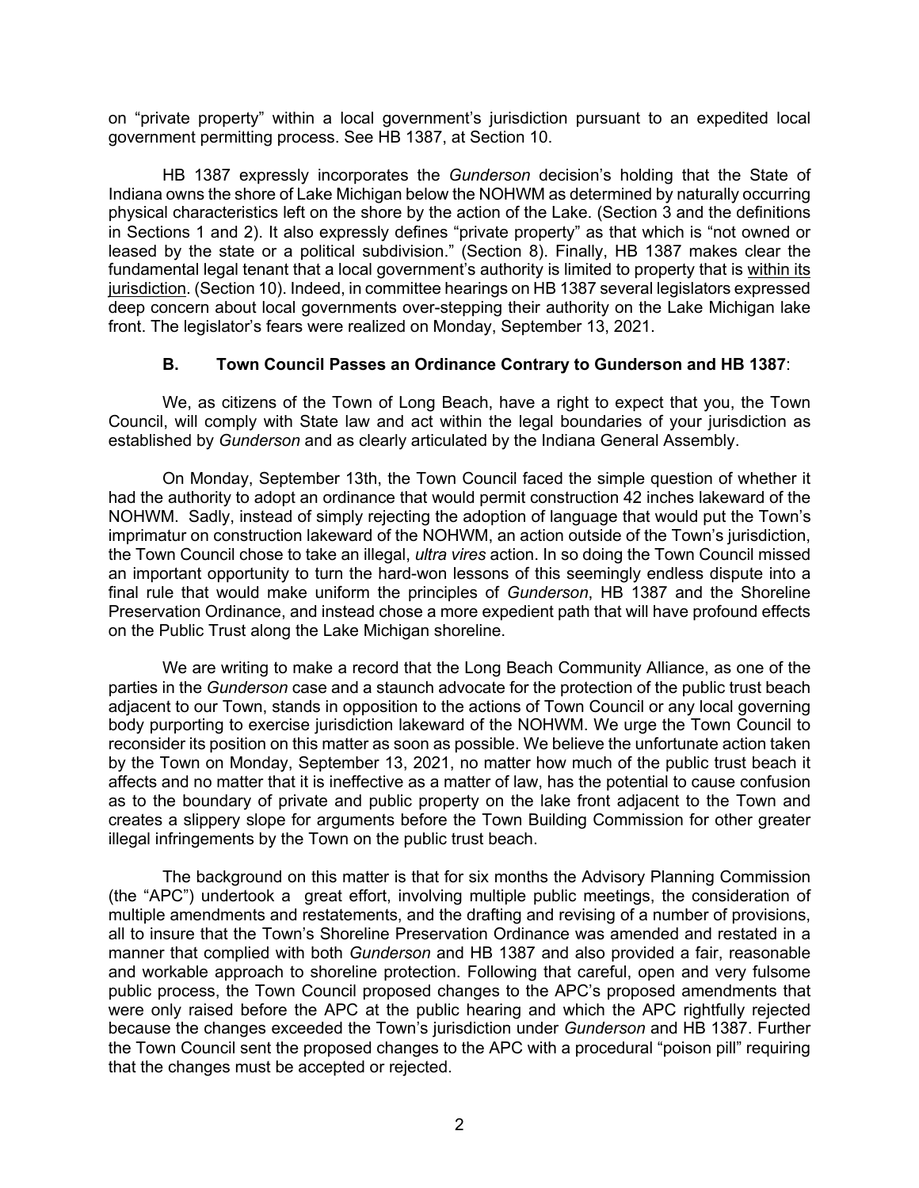on "private property" within a local government's jurisdiction pursuant to an expedited local government permitting process. See HB 1387, at Section 10.

HB 1387 expressly incorporates the *Gunderson* decision's holding that the State of Indiana owns the shore of Lake Michigan below the NOHWM as determined by naturally occurring physical characteristics left on the shore by the action of the Lake. (Section 3 and the definitions in Sections 1 and 2). It also expressly defines "private property" as that which is "not owned or leased by the state or a political subdivision." (Section 8). Finally, HB 1387 makes clear the fundamental legal tenant that a local government's authority is limited to property that is <u>within its jurisdiction</u>. (Section 10). Indeed, in committee hearings on HB 1387 several legislators expressed deep concern about local governments over-stepping their authority on the Lake Michigan lake front. The legislator's fears were realized on Monday, September 13, 2021.

### B. Town Council Passes an Ordinance Contrary to Gunderson and HB 1387:

We, as citizens of the Town of Long Beach, have a right to expect that you, the Town Council, will comply with State law and act within the legal boundaries of your jurisdiction as established by *Gunderson* and as clearly articulated by the Indiana General Assembly.

On Monday, September 13th, the Town Council faced the simple question of whether it had the authority to adopt an ordinance that would permit construction 42 inches lakeward of the NOHWM. Sadly, instead of simply rejecting the adoption of language that would put the Town's imprimatur on construction lakeward of the NOHWM, an action outside of the Town's jurisdiction, the Town Council chose to take an illegal, *ultra vires* action. In so doing the Town Council missed an important opportunity to turn the hard-won lessons of this seemingly endless dispute into a final rule that would make uniform the principles of *Gunderson*, HB 1387 and the Shoreline Preservation Ordinance, and instead chose a more expedient path that will have profound effects on the Public Trust along the Lake Michigan shoreline.

We are writing to make a record that the Long Beach Community Alliance, as one of the parties in the *Gunderson* case and a staunch advocate for the protection of the public trust beach adjacent to our Town, stands in opposition to the actions of Town Council or any local governing body purporting to exercise jurisdiction lakeward of the NOHWM. We urge the Town Council to reconsider its position on this matter as soon as possible. We believe the unfortunate action taken by the Town on Monday, September 13, 2021, no matter how much of the public trust beach it affects and no matter that it is ineffective as a matter of law, has the potential to cause confusion as to the boundary of private and public property on the lake front adjacent to the Town and creates a slippery slope for arguments before the Town Building Commission for other greater illegal infringements by the Town on the public trust beach.

The background on this matter is that for six months the Advisory Planning Commission (the "APC") undertook a great effort, involving multiple public meetings, the consideration of multiple amendments and restatements, and the drafting and revising of a number of provisions, all to insure that the Town's Shoreline Preservation Ordinance was amended and restated in a manner that complied with both *Gunderson* and HB 1387 and also provided a fair, reasonable and workable approach to shoreline protection. Following that careful, open and very fulsome public process, the Town Council proposed changes to the APC's proposed amendments that were only raised before the APC at the public hearing and which the APC rightfully rejected because the changes exceeded the Town's jurisdiction under *Gunderson* and HB 1387. Further the Town Council sent the proposed changes to the APC with a procedural "poison pill" requiring that the changes must be accepted or rejected.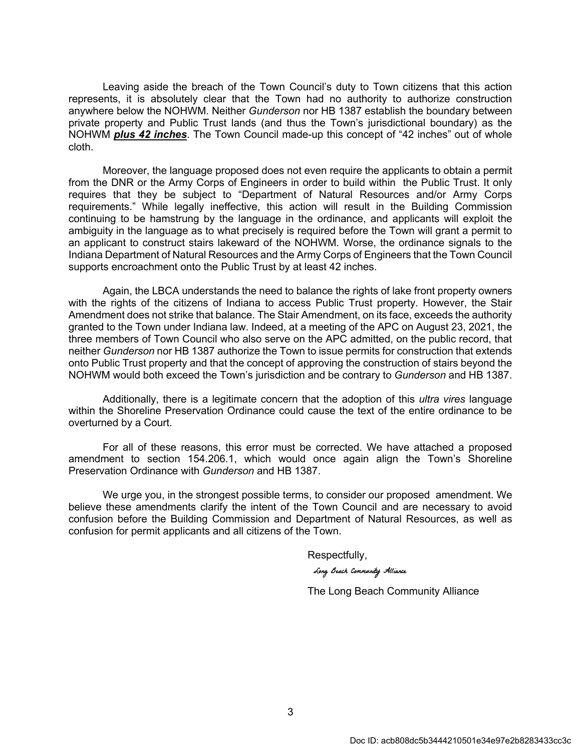Leaving aside the breach of the Town Council's duty to Town citizens that this action represents, it is absolutely clear that the Town had no authority to authorize construction anywhere below the NOHWM. Neither *Gunderson* nor HB 1387 establish the boundary between private property and Public Trust lands (and thus the Town's jurisdictional boundary) as the NOHWM ***plus 42 inches***. The Town Council made-up this concept of "42 inches" out of whole cloth.

Moreover, the language proposed does not even require the applicants to obtain a permit from the DNR or the Army Corps of Engineers in order to build within the Public Trust. It only requires that they be subject to "Department of Natural Resources and/or Army Corps requirements." While legally ineffective, this action will result in the Building Commission continuing to be hamstrung by the language in the ordinance, and applicants will exploit the ambiguity in the language as to what precisely is required before the Town will grant a permit to an applicant to construct stairs lakeward of the NOHWM. Worse, the ordinance signals to the Indiana Department of Natural Resources and the Army Corps of Engineers that the Town Council supports encroachment onto the Public Trust by at least 42 inches.

Again, the LBCA understands the need to balance the rights of lake front property owners with the rights of the citizens of Indiana to access Public Trust property. However, the Stair Amendment does not strike that balance. The Stair Amendment, on its face, exceeds the authority granted to the Town under Indiana law. Indeed, at a meeting of the APC on August 23, 2021, the three members of Town Council who also serve on the APC admitted, on the public record, that neither *Gunderson* nor HB 1387 authorize the Town to issue permits for construction that extends onto Public Trust property and that the concept of approving the construction of stairs beyond the NOHWM would both exceed the Town's jurisdiction and be contrary to *Gunderson* and HB 1387.

Additionally, there is a legitimate concern that the adoption of this *ultra vires* language within the Shoreline Preservation Ordinance could cause the text of the entire ordinance to be overturned by a Court.

For all of these reasons, this error must be corrected. We have attached a proposed amendment to section 154.206.1, which would once again align the Town's Shoreline Preservation Ordinance with *Gunderson* and HB 1387.

We urge you, in the strongest possible terms, to consider our proposed amendment. We believe these amendments clarify the intent of the Town Council and are necessary to avoid confusion before the Building Commission and Department of Natural Resources, as well as confusion for permit applicants and all citizens of the Town.

Respectfully,

*Long Beach Community Alliance*

The Long Beach Community Alliance

Doc ID: acb808dc5b3444210501e34e97e2b8283433cc3c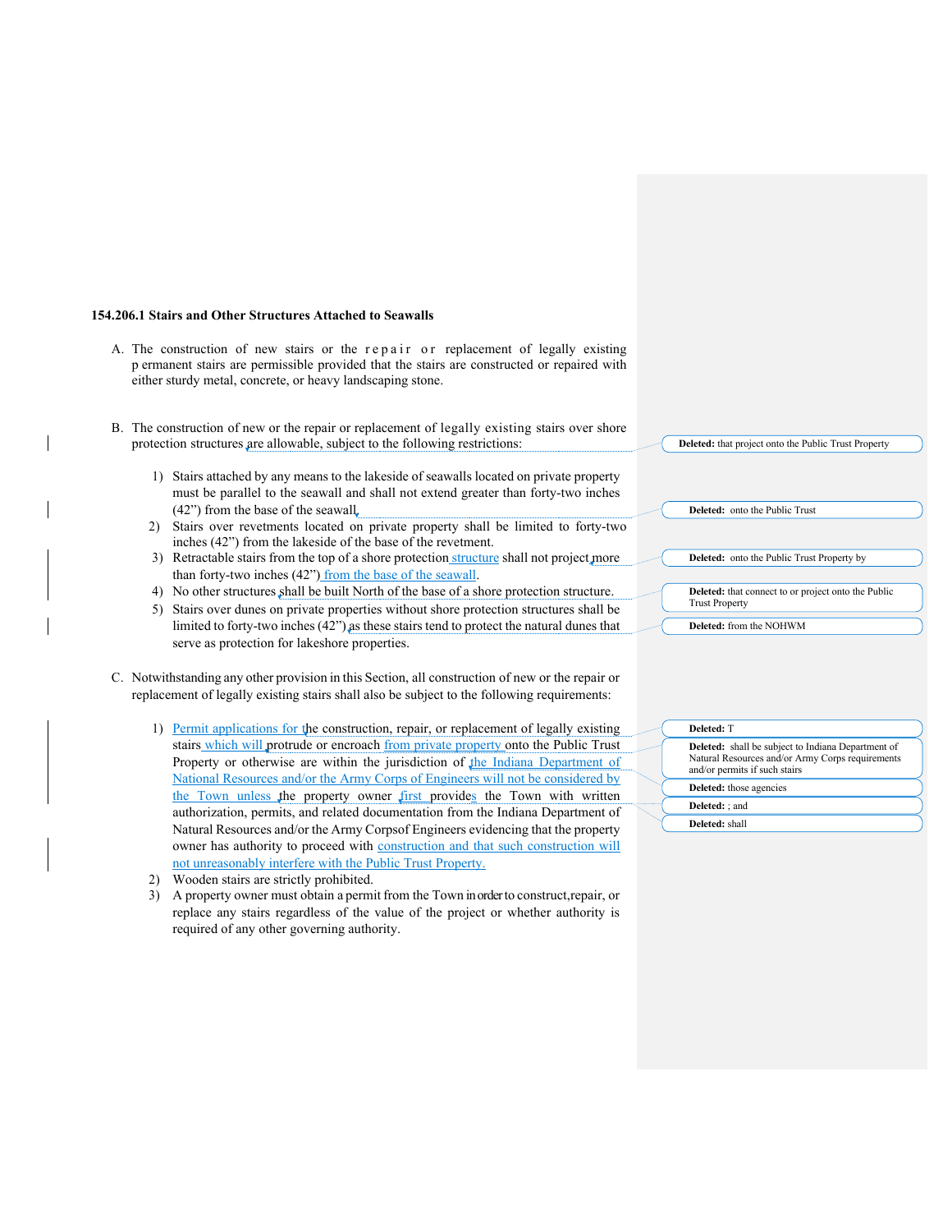**154.206.1 Stairs and Other Structures Attached to Seawalls**

A. The construction of new stairs or the repair or replacement of legally existing permanent stairs are permissible provided that the stairs are constructed or repaired with either sturdy metal, concrete, or heavy landscaping stone.

B. The construction of new or the repair or replacement of legally existing stairs over shore protection structures are allowable, subject to the following restrictions:

1) Stairs attached by any means to the lakeside of seawalls located on private property must be parallel to the seawall and shall not extend greater than forty-two inches (42") from the base of the seawall.
2) Stairs over revetments located on private property shall be limited to forty-two inches (42") from the lakeside of the base of the revetment.
3) Retractable stairs from the top of a shore protection structure shall not project more than forty-two inches (42") from the base of the seawall.
4) No other structures shall be built North of the base of a shore protection structure.
5) Stairs over dunes on private properties without shore protection structures shall be limited to forty-two inches (42") as these stairs tend to protect the natural dunes that serve as protection for lakeshore properties.

C. Notwithstanding any other provision in this Section, all construction of new or the repair or replacement of legally existing stairs shall also be subject to the following requirements:

1) Permit applications for the construction, repair, or replacement of legally existing stairs which will protrude or encroach from private property onto the Public Trust Property or otherwise are within the jurisdiction of the Indiana Department of National Resources and/or the Army Corps of Engineers will not be considered by the Town unless the property owner first provides the Town with written authorization, permits, and related documentation from the Indiana Department of Natural Resources and/or the Army Corpsof Engineers evidencing that the property owner has authority to proceed with construction and that such construction will not unreasonably interfere with the Public Trust Property.
2) Wooden stairs are strictly prohibited.
3) A property owner must obtain a permit from the Town in order to construct,repair, or replace any stairs regardless of the value of the project or whether authority is required of any other governing authority.

Deleted: that project onto the Public Trust Property

Deleted: onto the Public Trust

Deleted: onto the Public Trust Property by

Deleted: that connect to or project onto the Public Trust Property

Deleted: from the NOHWM

Deleted: T

Deleted: shall be subject to Indiana Department of Natural Resources and/or Army Corps requirements and/or permits if such stairs

Deleted: those agencies

Deleted: ; and

Deleted: shall